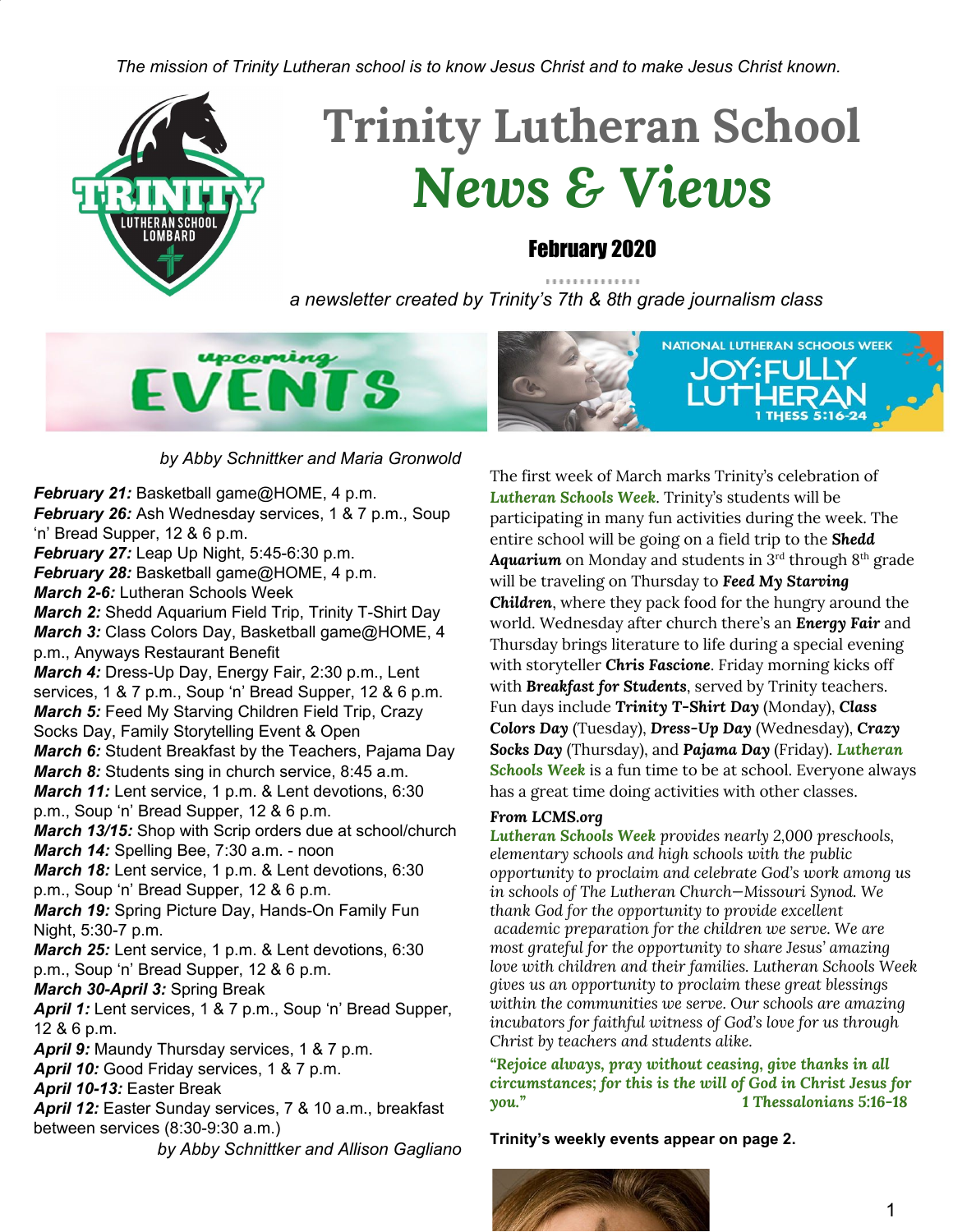*The mission of Trinity Lutheran school is to know Jesus Christ and to make Jesus Christ known.*

# Trinity Lutheran School
# *News & Views*

## February 2020

*a newsletter created by Trinity's 7th & 8th grade journalism class*

## upcoming EVENTS

*by Abby Schnittker and Maria Gronwold*

***February 21:*** Basketball game@HOME, 4 p.m.
***February 26:*** Ash Wednesday services, 1 & 7 p.m., Soup 'n' Bread Supper, 12 & 6 p.m.
***February 27:*** Leap Up Night, 5:45-6:30 p.m.
***February 28:*** Basketball game@HOME, 4 p.m.
***March 2-6:*** Lutheran Schools Week
***March 2:*** Shedd Aquarium Field Trip, Trinity T-Shirt Day
***March 3:*** Class Colors Day, Basketball game@HOME, 4 p.m., Anyways Restaurant Benefit
***March 4:*** Dress-Up Day, Energy Fair, 2:30 p.m., Lent services, 1 & 7 p.m., Soup 'n' Bread Supper, 12 & 6 p.m.
***March 5:*** Feed My Starving Children Field Trip, Crazy Socks Day, Family Storytelling Event & Open
***March 6:*** Student Breakfast by the Teachers, Pajama Day
***March 8:*** Students sing in church service, 8:45 a.m.
***March 11:*** Lent service, 1 p.m. & Lent devotions, 6:30 p.m., Soup 'n' Bread Supper, 12 & 6 p.m.
***March 13/15:*** Shop with Scrip orders due at school/church
***March 14:*** Spelling Bee, 7:30 a.m. - noon
***March 18:*** Lent service, 1 p.m. & Lent devotions, 6:30 p.m., Soup 'n' Bread Supper, 12 & 6 p.m.
***March 19:*** Spring Picture Day, Hands-On Family Fun Night, 5:30-7 p.m.
***March 25:*** Lent service, 1 p.m. & Lent devotions, 6:30 p.m., Soup 'n' Bread Supper, 12 & 6 p.m.
***March 30-April 3:*** Spring Break
***April 1:*** Lent services, 1 & 7 p.m., Soup 'n' Bread Supper, 12 & 6 p.m.
***April 9:*** Maundy Thursday services, 1 & 7 p.m.
***April 10:*** Good Friday services, 1 & 7 p.m.
***April 10-13:*** Easter Break
***April 12:*** Easter Sunday services, 7 & 10 a.m., breakfast between services (8:30-9:30 a.m.)

*by Abby Schnittker and Allison Gagliano*

## NATIONAL LUTHERAN SCHOOLS WEEK — JOY:FULLY LUTHERAN — 1 THESS 5:16-24

The first week of March marks Trinity's celebration of ***Lutheran Schools Week***. Trinity's students will be participating in many fun activities during the week. The entire school will be going on a field trip to the ***Shedd Aquarium*** on Monday and students in 3rd through 8th grade will be traveling on Thursday to ***Feed My Starving Children***, where they pack food for the hungry around the world. Wednesday after church there's an ***Energy Fair*** and Thursday brings literature to life during a special evening with storyteller ***Chris Fascione***. Friday morning kicks off with ***Breakfast for Students***, served by Trinity teachers. Fun days include ***Trinity T-Shirt Day*** (Monday), ***Class Colors Day*** (Tuesday), ***Dress-Up Day*** (Wednesday), ***Crazy Socks Day*** (Thursday), and ***Pajama Day*** (Friday). ***Lutheran Schools Week*** is a fun time to be at school. Everyone always has a great time doing activities with other classes.

***From LCMS.org***

***Lutheran Schools Week*** *provides nearly 2,000 preschools, elementary schools and high schools with the public opportunity to proclaim and celebrate God's work among us in schools of The Lutheran Church—Missouri Synod. We thank God for the opportunity to provide excellent academic preparation for the children we serve. We are most grateful for the opportunity to share Jesus' amazing love with children and their families. Lutheran Schools Week gives us an opportunity to proclaim these great blessings within the communities we serve. Our schools are amazing incubators for faithful witness of God's love for us through Christ by teachers and students alike.*

***"Rejoice always, pray without ceasing, give thanks in all circumstances; for this is the will of God in Christ Jesus for you."*** ***1 Thessalonians 5:16-18***

**Trinity's weekly events appear on page 2.**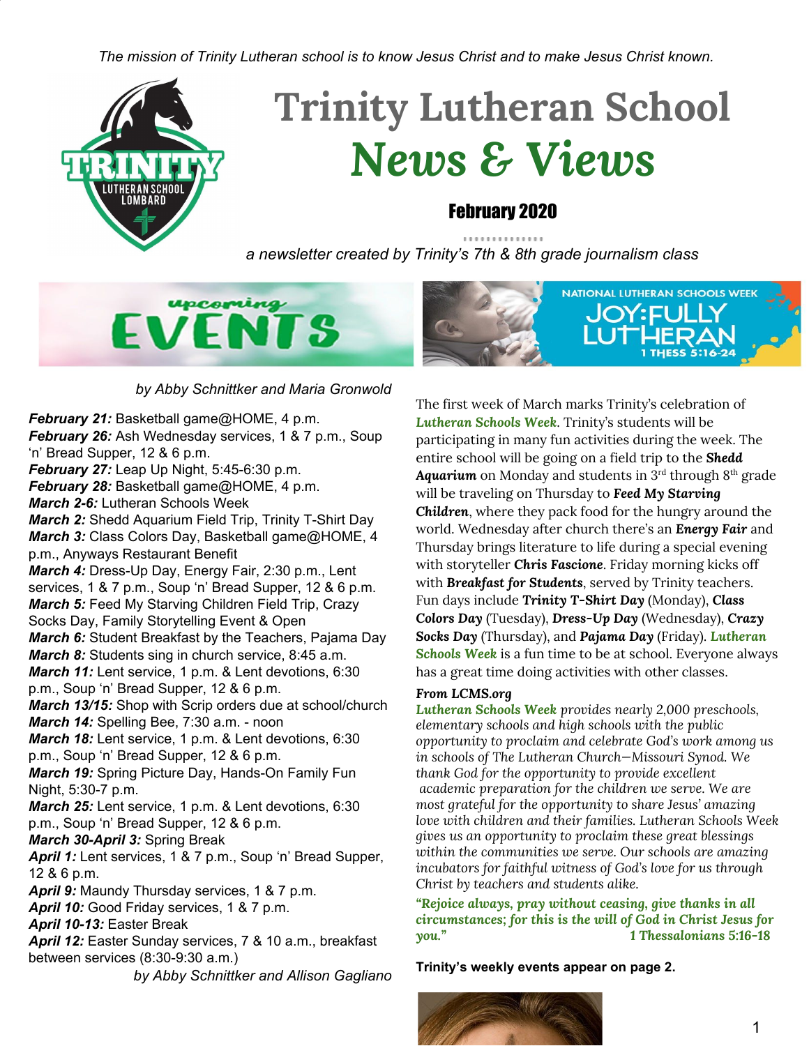*The mission of Trinity Lutheran school is to know Jesus Christ and to make Jesus Christ known.*

# Trinity Lutheran School
# *News & Views*

## February 2020

*a newsletter created by Trinity's 7th & 8th grade journalism class*

## upcoming EVENTS

*by Abby Schnittker and Maria Gronwold*

***February 21:*** Basketball game@HOME, 4 p.m.
***February 26:*** Ash Wednesday services, 1 & 7 p.m., Soup 'n' Bread Supper, 12 & 6 p.m.
***February 27:*** Leap Up Night, 5:45-6:30 p.m.
***February 28:*** Basketball game@HOME, 4 p.m.
***March 2-6:*** Lutheran Schools Week
***March 2:*** Shedd Aquarium Field Trip, Trinity T-Shirt Day
***March 3:*** Class Colors Day, Basketball game@HOME, 4 p.m., Anyways Restaurant Benefit
***March 4:*** Dress-Up Day, Energy Fair, 2:30 p.m., Lent services, 1 & 7 p.m., Soup 'n' Bread Supper, 12 & 6 p.m.
***March 5:*** Feed My Starving Children Field Trip, Crazy Socks Day, Family Storytelling Event & Open
***March 6:*** Student Breakfast by the Teachers, Pajama Day
***March 8:*** Students sing in church service, 8:45 a.m.
***March 11:*** Lent service, 1 p.m. & Lent devotions, 6:30 p.m., Soup 'n' Bread Supper, 12 & 6 p.m.
***March 13/15:*** Shop with Scrip orders due at school/church
***March 14:*** Spelling Bee, 7:30 a.m. - noon
***March 18:*** Lent service, 1 p.m. & Lent devotions, 6:30 p.m., Soup 'n' Bread Supper, 12 & 6 p.m.
***March 19:*** Spring Picture Day, Hands-On Family Fun Night, 5:30-7 p.m.
***March 25:*** Lent service, 1 p.m. & Lent devotions, 6:30 p.m., Soup 'n' Bread Supper, 12 & 6 p.m.
***March 30-April 3:*** Spring Break
***April 1:*** Lent services, 1 & 7 p.m., Soup 'n' Bread Supper, 12 & 6 p.m.
***April 9:*** Maundy Thursday services, 1 & 7 p.m.
***April 10:*** Good Friday services, 1 & 7 p.m.
***April 10-13:*** Easter Break
***April 12:*** Easter Sunday services, 7 & 10 a.m., breakfast between services (8:30-9:30 a.m.)

*by Abby Schnittker and Allison Gagliano*

## NATIONAL LUTHERAN SCHOOLS WEEK — JOY:FULLY LUTHERAN — 1 THESS 5:16-24

The first week of March marks Trinity's celebration of *Lutheran Schools Week*. Trinity's students will be participating in many fun activities during the week. The entire school will be going on a field trip to the ***Shedd Aquarium*** on Monday and students in 3rd through 8th grade will be traveling on Thursday to ***Feed My Starving Children***, where they pack food for the hungry around the world. Wednesday after church there's an ***Energy Fair*** and Thursday brings literature to life during a special evening with storyteller ***Chris Fascione***. Friday morning kicks off with ***Breakfast for Students***, served by Trinity teachers. Fun days include ***Trinity T-Shirt Day*** (Monday), ***Class Colors Day*** (Tuesday), ***Dress-Up Day*** (Wednesday), ***Crazy Socks Day*** (Thursday), and ***Pajama Day*** (Friday). ***Lutheran Schools Week*** is a fun time to be at school. Everyone always has a great time doing activities with other classes.

***From LCMS.org***

***Lutheran Schools Week*** *provides nearly 2,000 preschools, elementary schools and high schools with the public opportunity to proclaim and celebrate God's work among us in schools of The Lutheran Church—Missouri Synod. We thank God for the opportunity to provide excellent academic preparation for the children we serve. We are most grateful for the opportunity to share Jesus' amazing love with children and their families. Lutheran Schools Week gives us an opportunity to proclaim these great blessings within the communities we serve. Our schools are amazing incubators for faithful witness of God's love for us through Christ by teachers and students alike.*

***"Rejoice always, pray without ceasing, give thanks in all circumstances; for this is the will of God in Christ Jesus for you."*** ***1 Thessalonians 5:16-18***

**Trinity's weekly events appear on page 2.**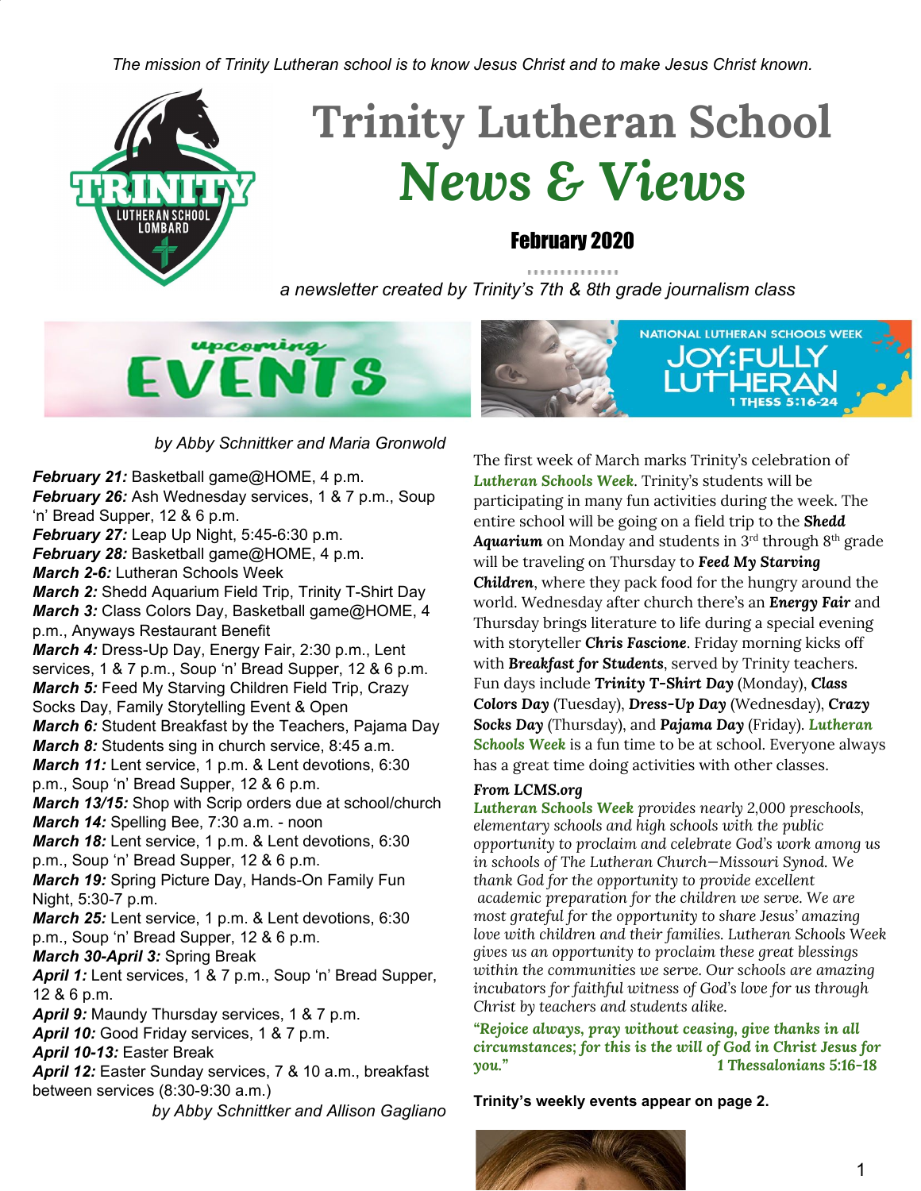*The mission of Trinity Lutheran school is to know Jesus Christ and to make Jesus Christ known.*

# Trinity Lutheran School

# *News & Views*

## February 2020

*a newsletter created by Trinity's 7th & 8th grade journalism class*

## upcoming EVENTS

*by Abby Schnittker and Maria Gronwold*

***February 21:*** Basketball game@HOME, 4 p.m.
***February 26:*** Ash Wednesday services, 1 & 7 p.m., Soup 'n' Bread Supper, 12 & 6 p.m.
***February 27:*** Leap Up Night, 5:45-6:30 p.m.
***February 28:*** Basketball game@HOME, 4 p.m.
***March 2-6:*** Lutheran Schools Week
***March 2:*** Shedd Aquarium Field Trip, Trinity T-Shirt Day
***March 3:*** Class Colors Day, Basketball game@HOME, 4 p.m., Anyways Restaurant Benefit
***March 4:*** Dress-Up Day, Energy Fair, 2:30 p.m., Lent services, 1 & 7 p.m., Soup 'n' Bread Supper, 12 & 6 p.m.
***March 5:*** Feed My Starving Children Field Trip, Crazy Socks Day, Family Storytelling Event & Open
***March 6:*** Student Breakfast by the Teachers, Pajama Day
***March 8:*** Students sing in church service, 8:45 a.m.
***March 11:*** Lent service, 1 p.m. & Lent devotions, 6:30 p.m., Soup 'n' Bread Supper, 12 & 6 p.m.
***March 13/15:*** Shop with Scrip orders due at school/church
***March 14:*** Spelling Bee, 7:30 a.m. - noon
***March 18:*** Lent service, 1 p.m. & Lent devotions, 6:30 p.m., Soup 'n' Bread Supper, 12 & 6 p.m.
***March 19:*** Spring Picture Day, Hands-On Family Fun Night, 5:30-7 p.m.
***March 25:*** Lent service, 1 p.m. & Lent devotions, 6:30 p.m., Soup 'n' Bread Supper, 12 & 6 p.m.
***March 30-April 3:*** Spring Break
***April 1:*** Lent services, 1 & 7 p.m., Soup 'n' Bread Supper, 12 & 6 p.m.
***April 9:*** Maundy Thursday services, 1 & 7 p.m.
***April 10:*** Good Friday services, 1 & 7 p.m.
***April 10-13:*** Easter Break
***April 12:*** Easter Sunday services, 7 & 10 a.m., breakfast between services (8:30-9:30 a.m.)

*by Abby Schnittker and Allison Gagliano*

## NATIONAL LUTHERAN SCHOOLS WEEK — JOY:FULLY LUTHERAN — 1 THESS 5:16-24

The first week of March marks Trinity's celebration of *Lutheran Schools Week*. Trinity's students will be participating in many fun activities during the week. The entire school will be going on a field trip to the ***Shedd Aquarium*** on Monday and students in 3rd through 8th grade will be traveling on Thursday to ***Feed My Starving Children***, where they pack food for the hungry around the world. Wednesday after church there's an ***Energy Fair*** and Thursday brings literature to life during a special evening with storyteller ***Chris Fascione***. Friday morning kicks off with ***Breakfast for Students***, served by Trinity teachers. Fun days include ***Trinity T-Shirt Day*** (Monday), ***Class Colors Day*** (Tuesday), ***Dress-Up Day*** (Wednesday), ***Crazy Socks Day*** (Thursday), and ***Pajama Day*** (Friday). *Lutheran Schools Week* is a fun time to be at school. Everyone always has a great time doing activities with other classes.

***From LCMS.org***

*Lutheran Schools Week provides nearly 2,000 preschools, elementary schools and high schools with the public opportunity to proclaim and celebrate God's work among us in schools of The Lutheran Church—Missouri Synod. We thank God for the opportunity to provide excellent academic preparation for the children we serve. We are most grateful for the opportunity to share Jesus' amazing love with children and their families. Lutheran Schools Week gives us an opportunity to proclaim these great blessings within the communities we serve. Our schools are amazing incubators for faithful witness of God's love for us through Christ by teachers and students alike.*

***"Rejoice always, pray without ceasing, give thanks in all circumstances; for this is the will of God in Christ Jesus for you."*** ***1 Thessalonians 5:16-18***

**Trinity's weekly events appear on page 2.**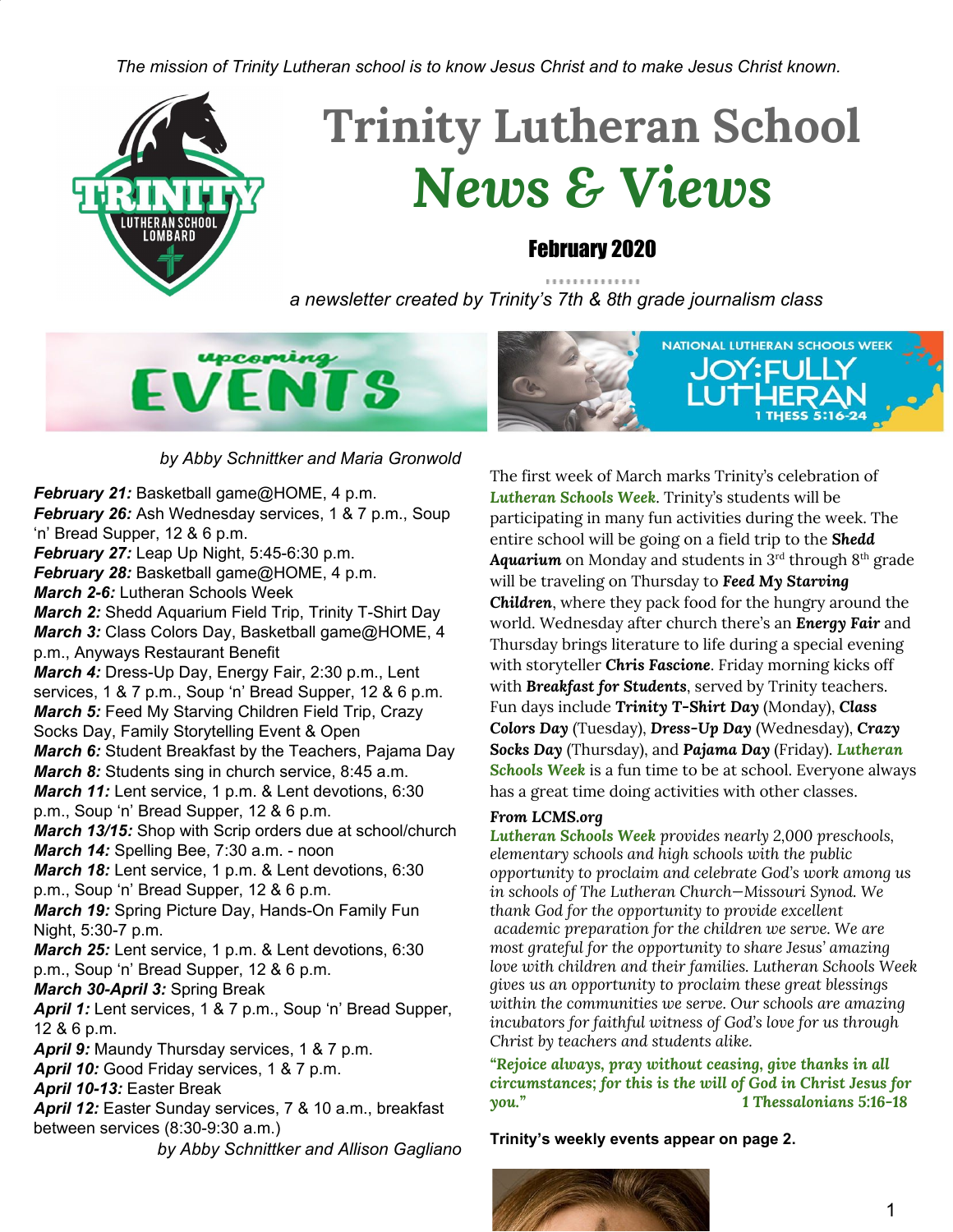*The mission of Trinity Lutheran school is to know Jesus Christ and to make Jesus Christ known.*

# Trinity Lutheran School
# *News & Views*

## February 2020

*a newsletter created by Trinity's 7th & 8th grade journalism class*

## Upcoming Events

*by Abby Schnittker and Maria Gronwold*

***February 21:*** Basketball game@HOME, 4 p.m.
***February 26:*** Ash Wednesday services, 1 & 7 p.m., Soup 'n' Bread Supper, 12 & 6 p.m.
***February 27:*** Leap Up Night, 5:45-6:30 p.m.
***February 28:*** Basketball game@HOME, 4 p.m.
***March 2-6:*** Lutheran Schools Week
***March 2:*** Shedd Aquarium Field Trip, Trinity T-Shirt Day
***March 3:*** Class Colors Day, Basketball game@HOME, 4 p.m., Anyways Restaurant Benefit
***March 4:*** Dress-Up Day, Energy Fair, 2:30 p.m., Lent services, 1 & 7 p.m., Soup 'n' Bread Supper, 12 & 6 p.m.
***March 5:*** Feed My Starving Children Field Trip, Crazy Socks Day, Family Storytelling Event & Open
***March 6:*** Student Breakfast by the Teachers, Pajama Day
***March 8:*** Students sing in church service, 8:45 a.m.
***March 11:*** Lent service, 1 p.m. & Lent devotions, 6:30 p.m., Soup 'n' Bread Supper, 12 & 6 p.m.
***March 13/15:*** Shop with Scrip orders due at school/church
***March 14:*** Spelling Bee, 7:30 a.m. - noon
***March 18:*** Lent service, 1 p.m. & Lent devotions, 6:30 p.m., Soup 'n' Bread Supper, 12 & 6 p.m.
***March 19:*** Spring Picture Day, Hands-On Family Fun Night, 5:30-7 p.m.
***March 25:*** Lent service, 1 p.m. & Lent devotions, 6:30 p.m., Soup 'n' Bread Supper, 12 & 6 p.m.
***March 30-April 3:*** Spring Break
***April 1:*** Lent services, 1 & 7 p.m., Soup 'n' Bread Supper, 12 & 6 p.m.
***April 9:*** Maundy Thursday services, 1 & 7 p.m.
***April 10:*** Good Friday services, 1 & 7 p.m.
***April 10-13:*** Easter Break
***April 12:*** Easter Sunday services, 7 & 10 a.m., breakfast between services (8:30-9:30 a.m.)

*by Abby Schnittker and Allison Gagliano*

## National Lutheran Schools Week – Joy:fully Lutheran (1 Thess 5:16-24)

The first week of March marks Trinity's celebration of *Lutheran Schools Week*. Trinity's students will be participating in many fun activities during the week. The entire school will be going on a field trip to the ***Shedd Aquarium*** on Monday and students in 3rd through 8th grade will be traveling on Thursday to ***Feed My Starving Children***, where they pack food for the hungry around the world. Wednesday after church there's an ***Energy Fair*** and Thursday brings literature to life during a special evening with storyteller ***Chris Fascione***. Friday morning kicks off with ***Breakfast for Students***, served by Trinity teachers. Fun days include ***Trinity T-Shirt Day*** (Monday), ***Class Colors Day*** (Tuesday), ***Dress-Up Day*** (Wednesday), ***Crazy Socks Day*** (Thursday), and ***Pajama Day*** (Friday). *Lutheran Schools Week* is a fun time to be at school. Everyone always has a great time doing activities with other classes.

***From LCMS.org***
*Lutheran Schools Week provides nearly 2,000 preschools, elementary schools and high schools with the public opportunity to proclaim and celebrate God's work among us in schools of The Lutheran Church—Missouri Synod. We thank God for the opportunity to provide excellent academic preparation for the children we serve. We are most grateful for the opportunity to share Jesus' amazing love with children and their families. Lutheran Schools Week gives us an opportunity to proclaim these great blessings within the communities we serve. Our schools are amazing incubators for faithful witness of God's love for us through Christ by teachers and students alike.*

***"Rejoice always, pray without ceasing, give thanks in all circumstances; for this is the will of God in Christ Jesus for you."*** ***1 Thessalonians 5:16-18***

**Trinity's weekly events appear on page 2.**